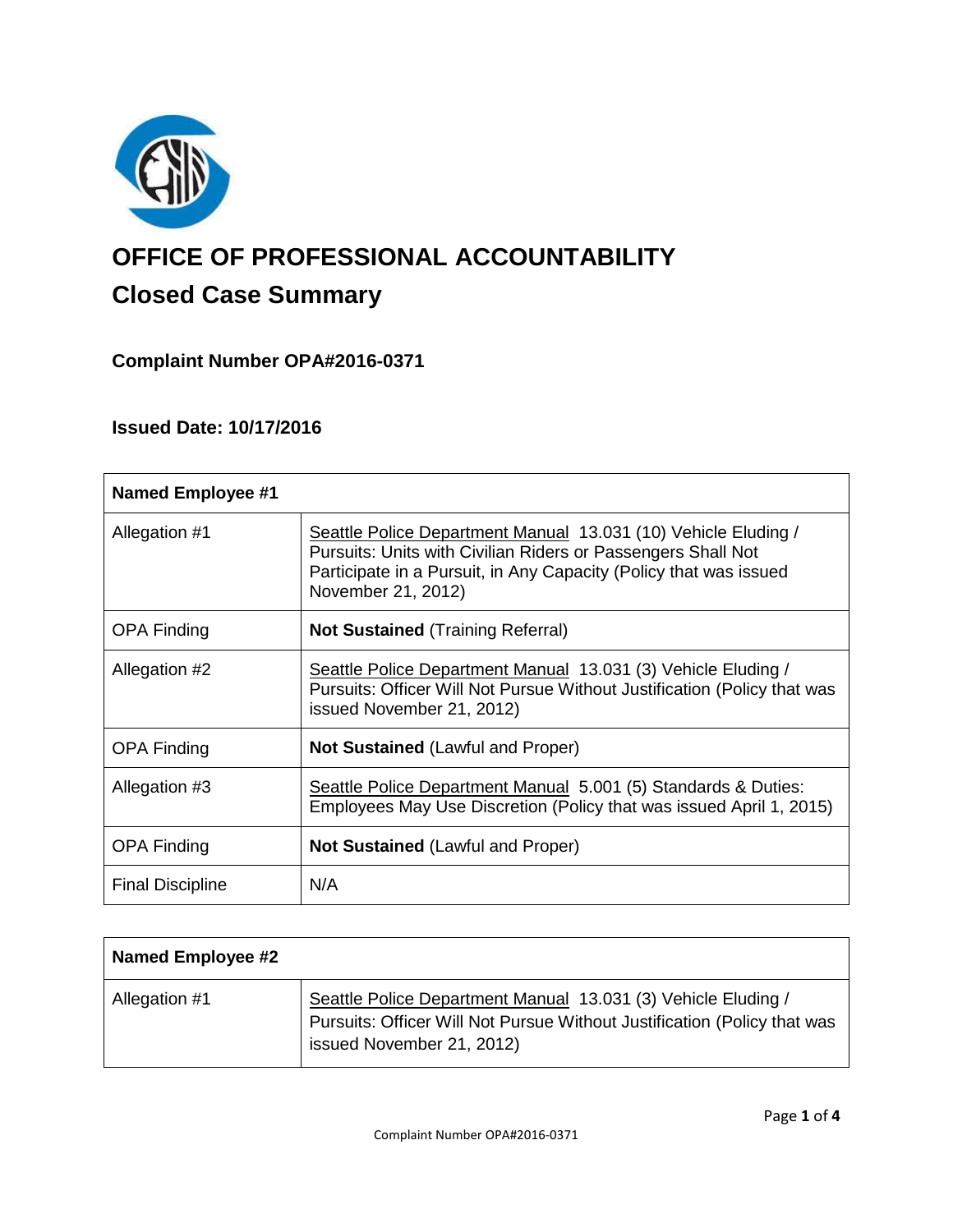# OFFICE OF PROFESSIONAL ACCOUNTABILITY

## Closed Case Summary

### Complaint Number OPA#2016-0371

### Issued Date: 10/17/2016

| **Named Employee #1** | |
|---|---|
| Allegation #1 | Seattle Police Department Manual 13.031 (10) Vehicle Eluding / Pursuits: Units with Civilian Riders or Passengers Shall Not Participate in a Pursuit, in Any Capacity (Policy that was issued November 21, 2012) |
| OPA Finding | **Not Sustained** (Training Referral) |
| Allegation #2 | Seattle Police Department Manual 13.031 (3) Vehicle Eluding / Pursuits: Officer Will Not Pursue Without Justification (Policy that was issued November 21, 2012) |
| OPA Finding | **Not Sustained** (Lawful and Proper) |
| Allegation #3 | Seattle Police Department Manual 5.001 (5) Standards & Duties: Employees May Use Discretion (Policy that was issued April 1, 2015) |
| OPA Finding | **Not Sustained** (Lawful and Proper) |
| Final Discipline | N/A |

| **Named Employee #2** | |
|---|---|
| Allegation #1 | Seattle Police Department Manual 13.031 (3) Vehicle Eluding / Pursuits: Officer Will Not Pursue Without Justification (Policy that was issued November 21, 2012) |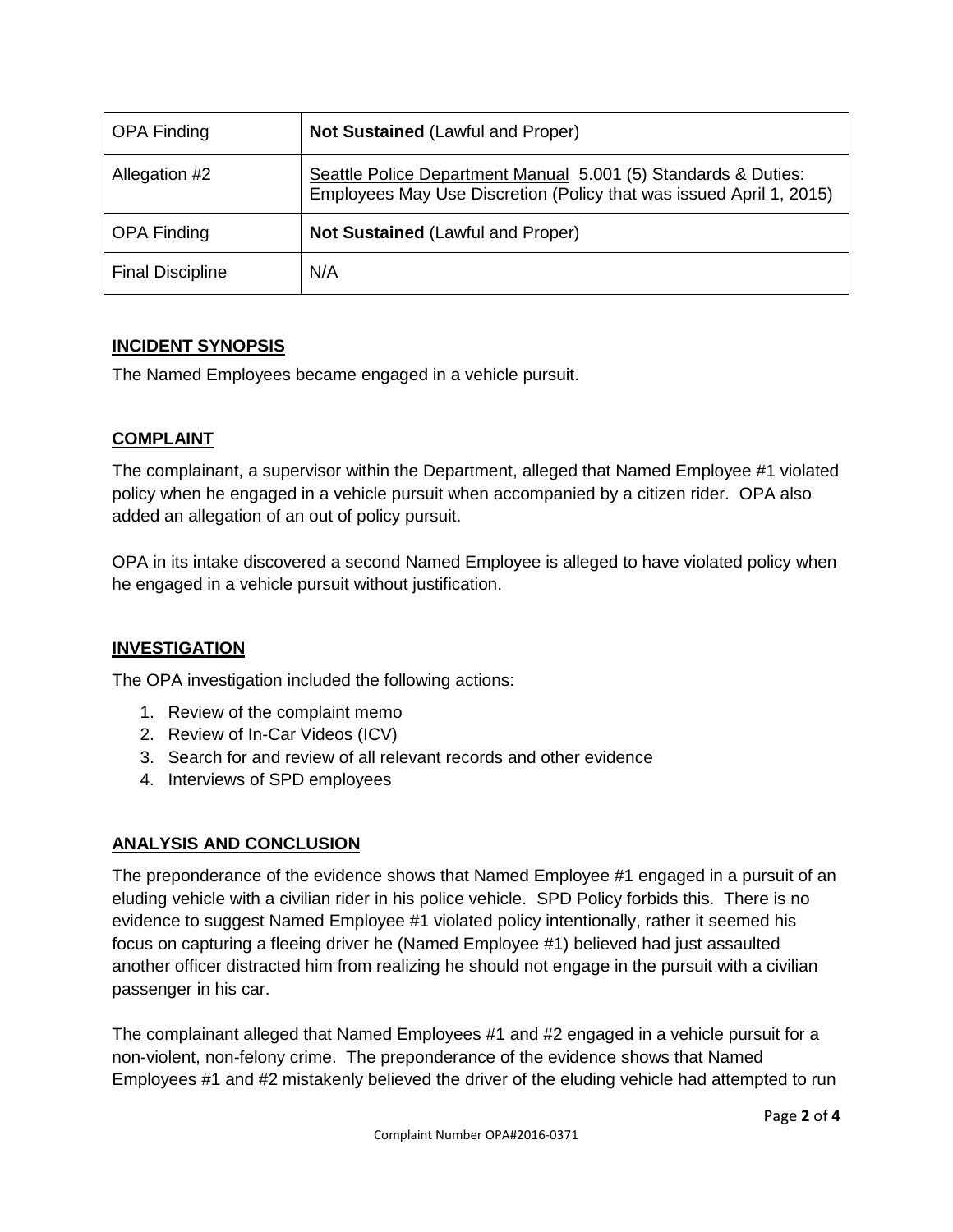| | |
|---|---|
| OPA Finding | **Not Sustained** (Lawful and Proper) |
| Allegation #2 | Seattle Police Department Manual 5.001 (5) Standards & Duties: Employees May Use Discretion (Policy that was issued April 1, 2015) |
| OPA Finding | **Not Sustained** (Lawful and Proper) |
| Final Discipline | N/A |

## INCIDENT SYNOPSIS

The Named Employees became engaged in a vehicle pursuit.

## COMPLAINT

The complainant, a supervisor within the Department, alleged that Named Employee #1 violated policy when he engaged in a vehicle pursuit when accompanied by a citizen rider. OPA also added an allegation of an out of policy pursuit.

OPA in its intake discovered a second Named Employee is alleged to have violated policy when he engaged in a vehicle pursuit without justification.

## INVESTIGATION

The OPA investigation included the following actions:

1. Review of the complaint memo
2. Review of In-Car Videos (ICV)
3. Search for and review of all relevant records and other evidence
4. Interviews of SPD employees

## ANALYSIS AND CONCLUSION

The preponderance of the evidence shows that Named Employee #1 engaged in a pursuit of an eluding vehicle with a civilian rider in his police vehicle. SPD Policy forbids this. There is no evidence to suggest Named Employee #1 violated policy intentionally, rather it seemed his focus on capturing a fleeing driver he (Named Employee #1) believed had just assaulted another officer distracted him from realizing he should not engage in the pursuit with a civilian passenger in his car.

The complainant alleged that Named Employees #1 and #2 engaged in a vehicle pursuit for a non-violent, non-felony crime. The preponderance of the evidence shows that Named Employees #1 and #2 mistakenly believed the driver of the eluding vehicle had attempted to run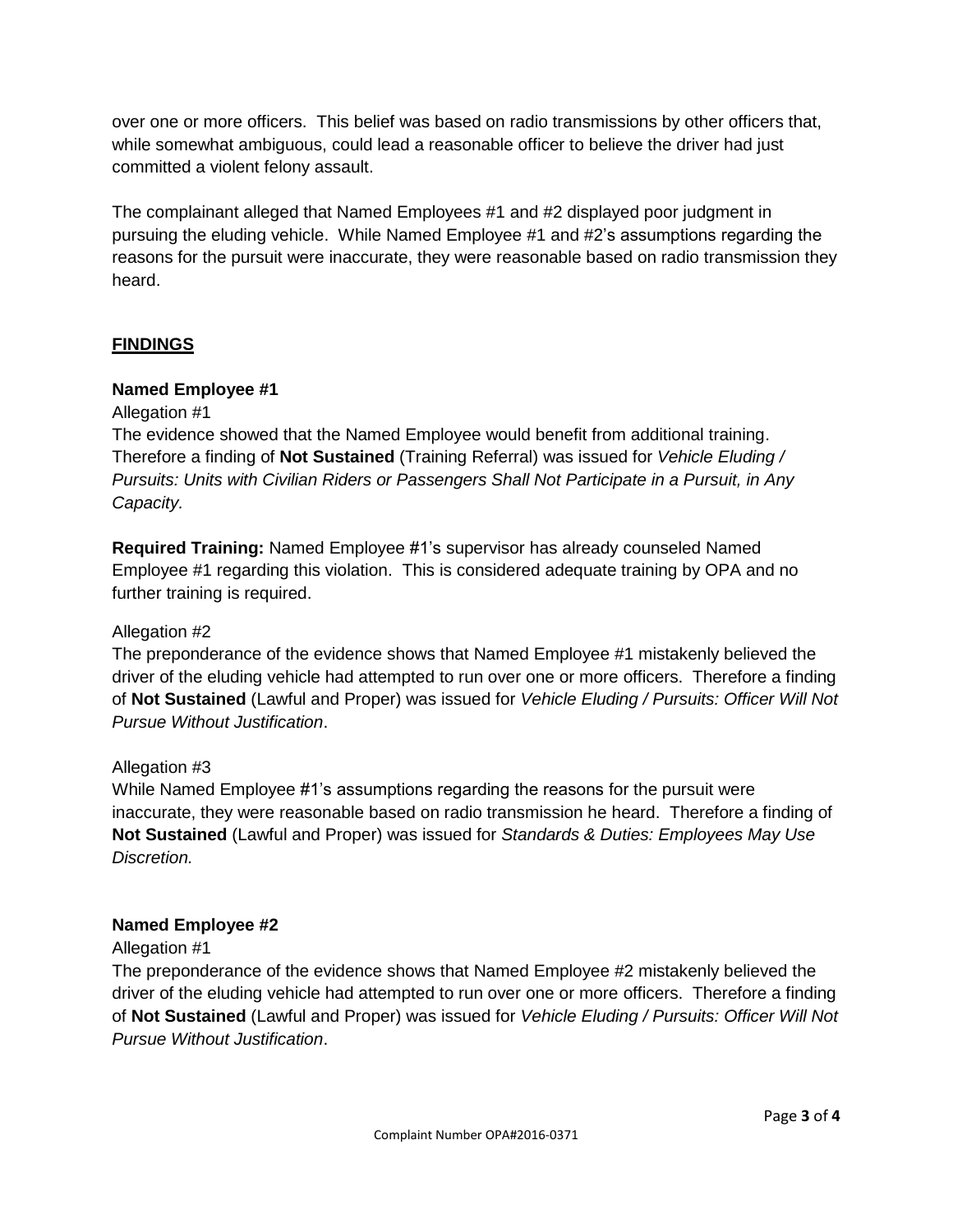over one or more officers. This belief was based on radio transmissions by other officers that, while somewhat ambiguous, could lead a reasonable officer to believe the driver had just committed a violent felony assault.

The complainant alleged that Named Employees #1 and #2 displayed poor judgment in pursuing the eluding vehicle. While Named Employee #1 and #2's assumptions regarding the reasons for the pursuit were inaccurate, they were reasonable based on radio transmission they heard.

## FINDINGS

### Named Employee #1

Allegation #1

The evidence showed that the Named Employee would benefit from additional training. Therefore a finding of **Not Sustained** (Training Referral) was issued for *Vehicle Eluding / Pursuits: Units with Civilian Riders or Passengers Shall Not Participate in a Pursuit, in Any Capacity.*

**Required Training:** Named Employee #1's supervisor has already counseled Named Employee #1 regarding this violation. This is considered adequate training by OPA and no further training is required.

Allegation #2

The preponderance of the evidence shows that Named Employee #1 mistakenly believed the driver of the eluding vehicle had attempted to run over one or more officers. Therefore a finding of **Not Sustained** (Lawful and Proper) was issued for *Vehicle Eluding / Pursuits: Officer Will Not Pursue Without Justification*.

Allegation #3

While Named Employee #1's assumptions regarding the reasons for the pursuit were inaccurate, they were reasonable based on radio transmission he heard. Therefore a finding of **Not Sustained** (Lawful and Proper) was issued for *Standards & Duties: Employees May Use Discretion.*

### Named Employee #2

Allegation #1

The preponderance of the evidence shows that Named Employee #2 mistakenly believed the driver of the eluding vehicle had attempted to run over one or more officers. Therefore a finding of **Not Sustained** (Lawful and Proper) was issued for *Vehicle Eluding / Pursuits: Officer Will Not Pursue Without Justification*.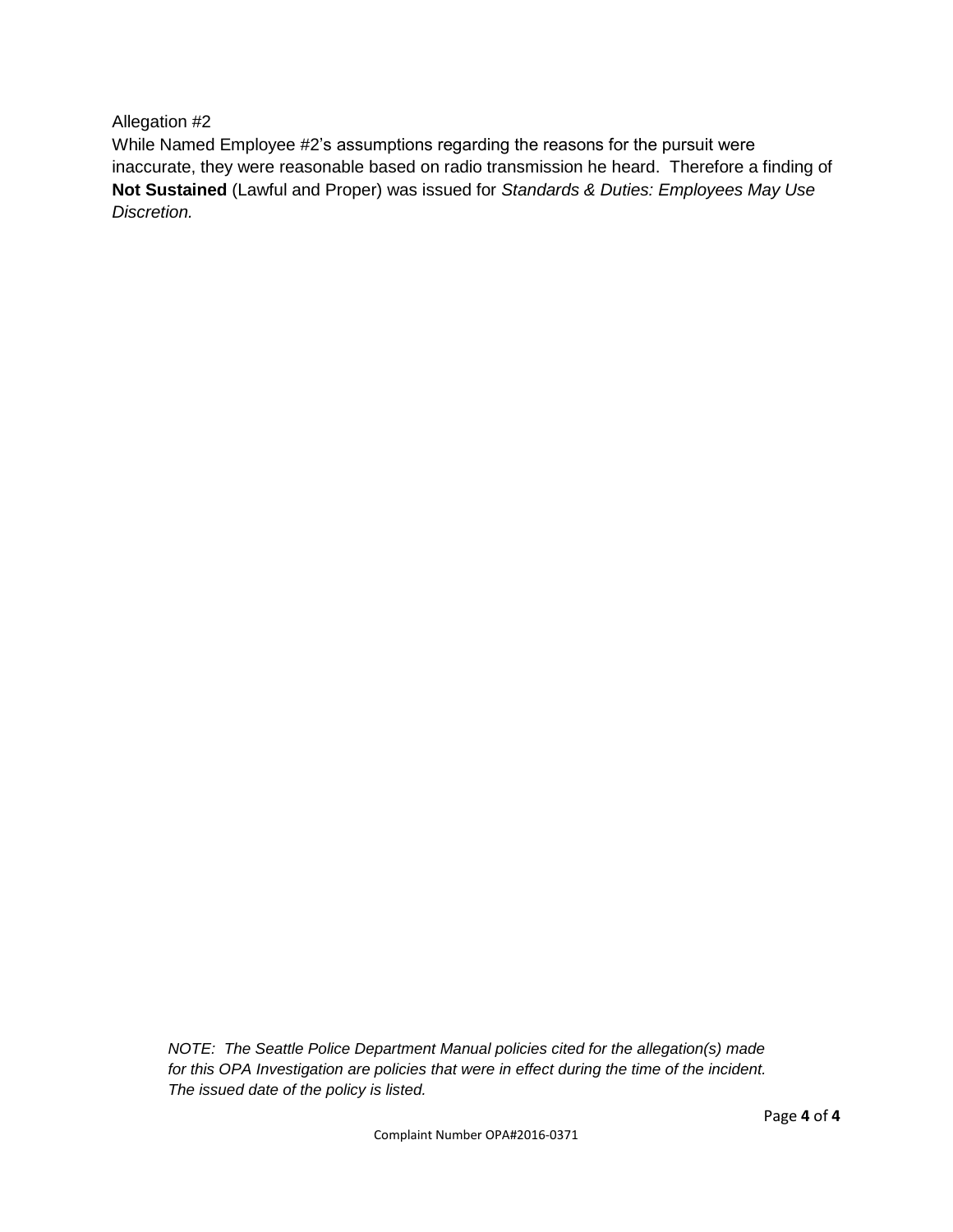Allegation #2

While Named Employee #2's assumptions regarding the reasons for the pursuit were inaccurate, they were reasonable based on radio transmission he heard. Therefore a finding of **Not Sustained** (Lawful and Proper) was issued for *Standards & Duties: Employees May Use Discretion.*

*NOTE: The Seattle Police Department Manual policies cited for the allegation(s) made for this OPA Investigation are policies that were in effect during the time of the incident. The issued date of the policy is listed.*

Complaint Number OPA#2016-0371